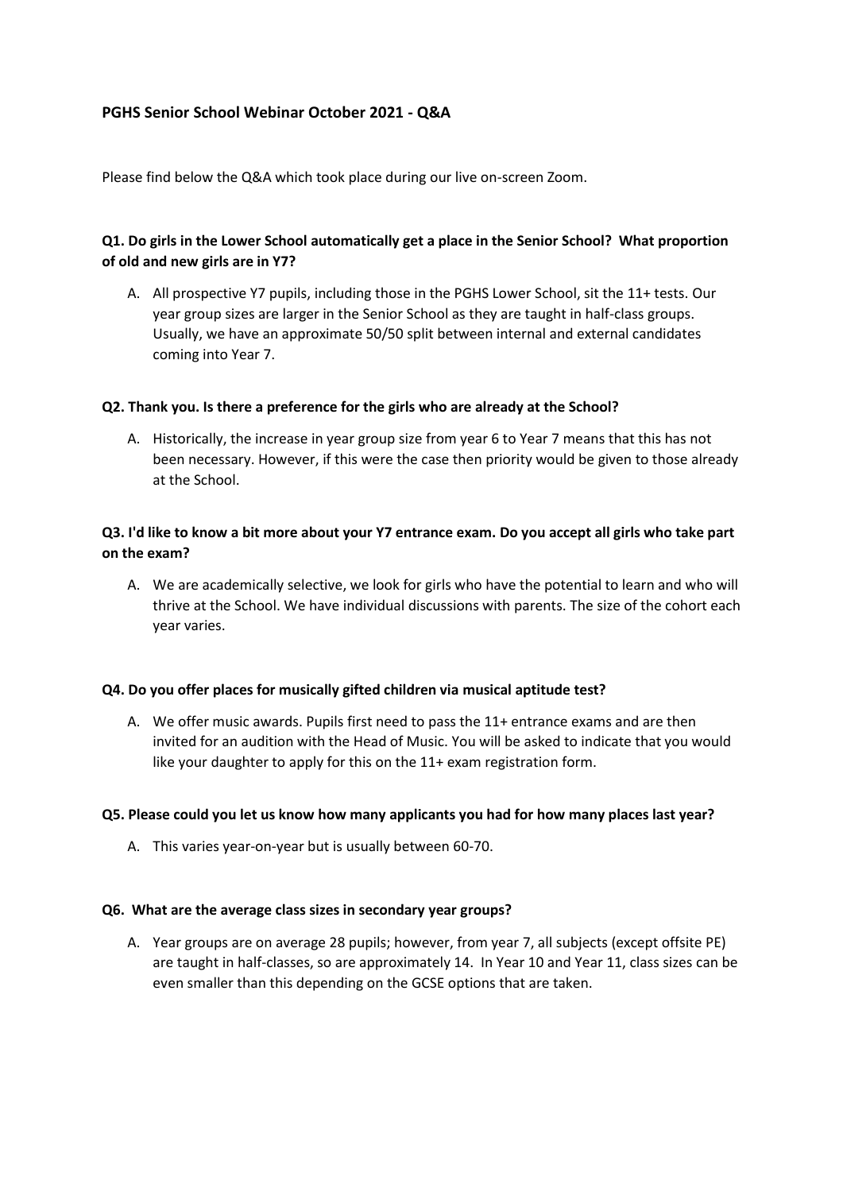## PGHS Senior School Webinar October 2021 - Q&A

Please find below the Q&A which took place during our live on-screen Zoom.

### Q1. Do girls in the Lower School automatically get a place in the Senior School? What proportion of old and new girls are in Y7?

A. All prospective Y7 pupils, including those in the PGHS Lower School, sit the 11+ tests. Our year group sizes are larger in the Senior School as they are taught in half-class groups. Usually, we have an approximate 50/50 split between internal and external candidates coming into Year 7.

### Q2. Thank you. Is there a preference for the girls who are already at the School?

A. Historically, the increase in year group size from year 6 to Year 7 means that this has not been necessary. However, if this were the case then priority would be given to those already at the School.

### Q3. I'd like to know a bit more about your Y7 entrance exam. Do you accept all girls who take part on the exam?

A. We are academically selective, we look for girls who have the potential to learn and who will thrive at the School. We have individual discussions with parents. The size of the cohort each year varies.

### Q4. Do you offer places for musically gifted children via musical aptitude test?

A. We offer music awards. Pupils first need to pass the 11+ entrance exams and are then invited for an audition with the Head of Music. You will be asked to indicate that you would like your daughter to apply for this on the 11+ exam registration form.

### Q5. Please could you let us know how many applicants you had for how many places last year?

A. This varies year-on-year but is usually between 60-70.

### Q6. What are the average class sizes in secondary year groups?

A. Year groups are on average 28 pupils; however, from year 7, all subjects (except offsite PE) are taught in half-classes, so are approximately 14. In Year 10 and Year 11, class sizes can be even smaller than this depending on the GCSE options that are taken.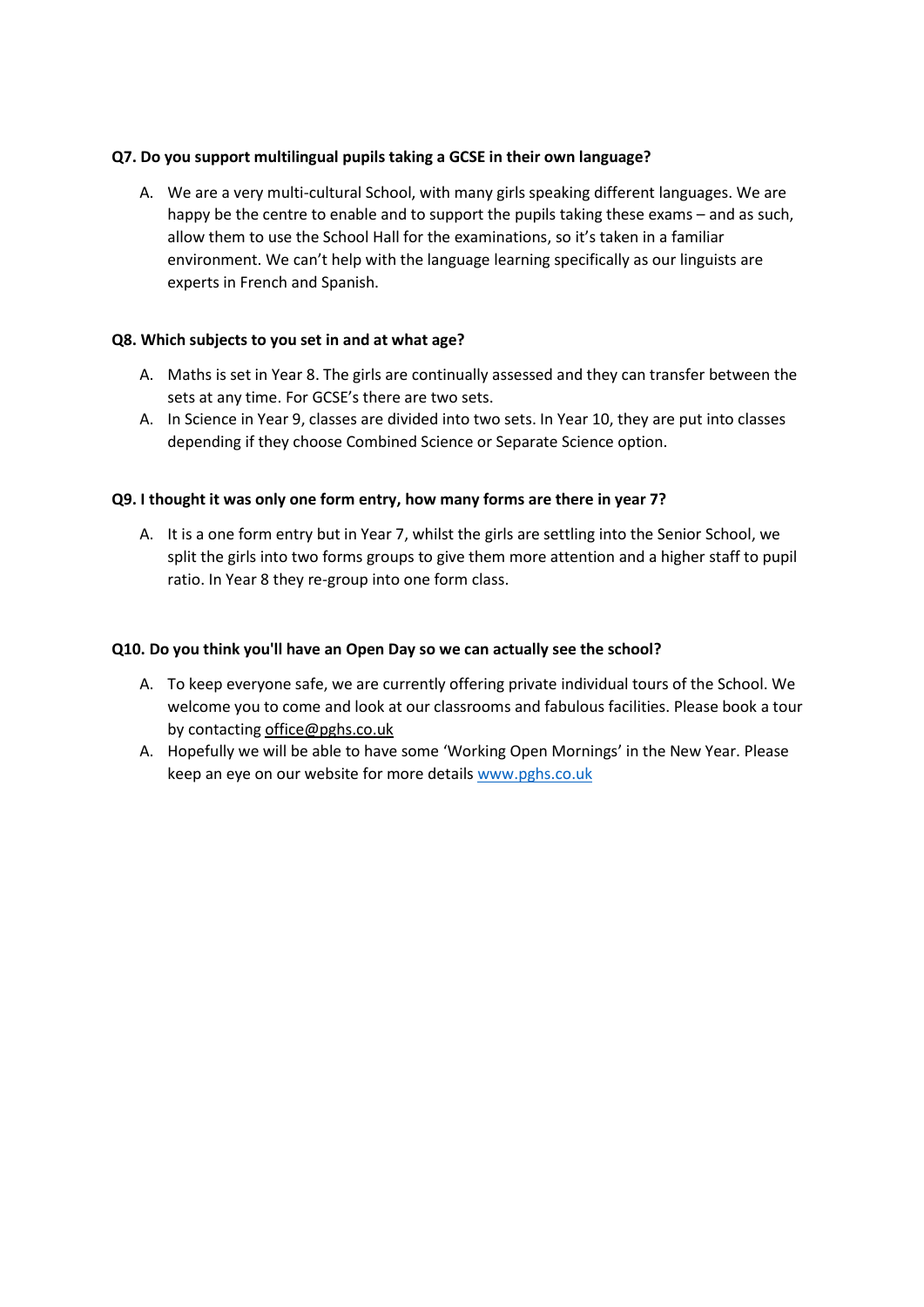**Q7. Do you support multilingual pupils taking a GCSE in their own language?**

A. We are a very multi-cultural School, with many girls speaking different languages. We are happy be the centre to enable and to support the pupils taking these exams – and as such, allow them to use the School Hall for the examinations, so it's taken in a familiar environment. We can't help with the language learning specifically as our linguists are experts in French and Spanish.

**Q8. Which subjects to you set in and at what age?**

A. Maths is set in Year 8. The girls are continually assessed and they can transfer between the sets at any time. For GCSE's there are two sets.

A. In Science in Year 9, classes are divided into two sets. In Year 10, they are put into classes depending if they choose Combined Science or Separate Science option.

**Q9. I thought it was only one form entry, how many forms are there in year 7?**

A. It is a one form entry but in Year 7, whilst the girls are settling into the Senior School, we split the girls into two forms groups to give them more attention and a higher staff to pupil ratio. In Year 8 they re-group into one form class.

**Q10. Do you think you'll have an Open Day so we can actually see the school?**

A. To keep everyone safe, we are currently offering private individual tours of the School. We welcome you to come and look at our classrooms and fabulous facilities. Please book a tour by contacting office@pghs.co.uk

A. Hopefully we will be able to have some 'Working Open Mornings' in the New Year. Please keep an eye on our website for more details www.pghs.co.uk